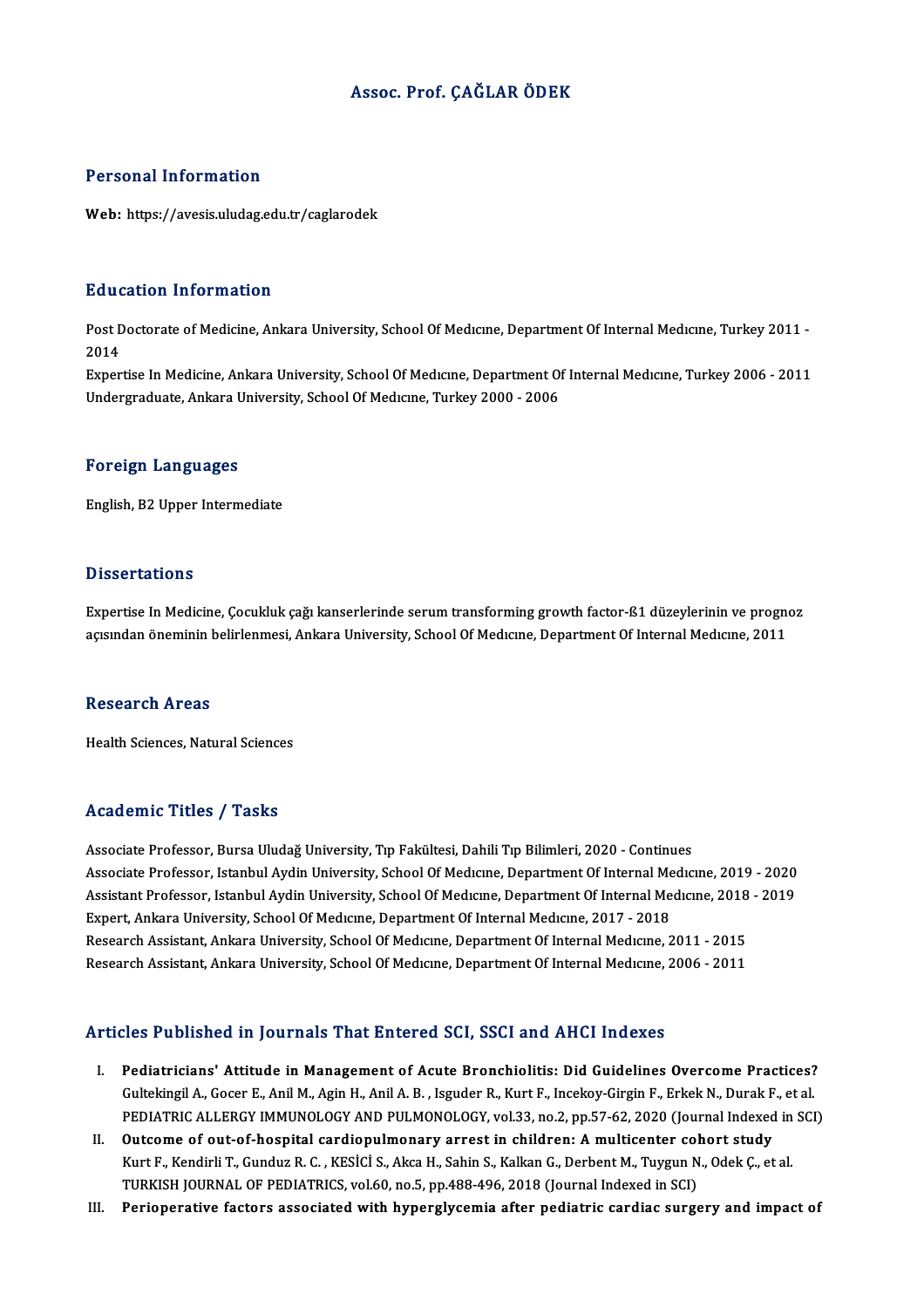# Assoc. Prof. ÇAĞLAR ÖDEK

## Personal Information

**Web:** https://avesis.uludag.edu.tr/caglarodek

## Education Information

Post Doctorate of Medicine, Ankara University, School Of Medıcıne, Department Of Internal Medıcıne, Turkey 2011 - 2014

Expertise In Medicine, Ankara University, School Of Medıcıne, Department Of Internal Medıcıne, Turkey 2006 - 2011

Undergraduate, Ankara University, School Of Medıcıne, Turkey 2000 - 2006

## Foreign Languages

English, B2 Upper Intermediate

## Dissertations

Expertise In Medicine, Çocukluk çağı kanserlerinde serum transforming growth factor-ß1 düzeylerinin ve prognoz açısından öneminin belirlenmesi, Ankara University, School Of Medıcıne, Department Of Internal Medıcıne, 2011

## Research Areas

Health Sciences, Natural Sciences

## Academic Titles / Tasks

Associate Professor, Bursa Uludağ University, Tıp Fakültesi, Dahili Tıp Bilimleri, 2020 - Continues

Associate Professor, Istanbul Aydin University, School Of Medıcıne, Department Of Internal Medıcıne, 2019 - 2020

Assistant Professor, Istanbul Aydin University, School Of Medıcıne, Department Of Internal Medıcıne, 2018 - 2019

Expert, Ankara University, School Of Medıcıne, Department Of Internal Medıcıne, 2017 - 2018

Research Assistant, Ankara University, School Of Medıcıne, Department Of Internal Medıcıne, 2011 - 2015

Research Assistant, Ankara University, School Of Medıcıne, Department Of Internal Medıcıne, 2006 - 2011

## Articles Published in Journals That Entered SCI, SSCI and AHCI Indexes

I. **Pediatricians' Attitude in Management of Acute Bronchiolitis: Did Guidelines Overcome Practices?**
   Gultekingil A., Gocer E., Anil M., Agin H., Anil A. B. , Isguder R., Kurt F., Incekoy-Girgin F., Erkek N., Durak F., et al.
   PEDIATRIC ALLERGY IMMUNOLOGY AND PULMONOLOGY, vol.33, no.2, pp.57-62, 2020 (Journal Indexed in SCI)

II. **Outcome of out-of-hospital cardiopulmonary arrest in children: A multicenter cohort study**
   Kurt F., Kendirli T., Gunduz R. C. , KESİCİ S., Akca H., Sahin S., Kalkan G., Derbent M., Tuygun N., Odek Ç., et al.
   TURKISH JOURNAL OF PEDIATRICS, vol.60, no.5, pp.488-496, 2018 (Journal Indexed in SCI)

III. **Perioperative factors associated with hyperglycemia after pediatric cardiac surgery and impact of**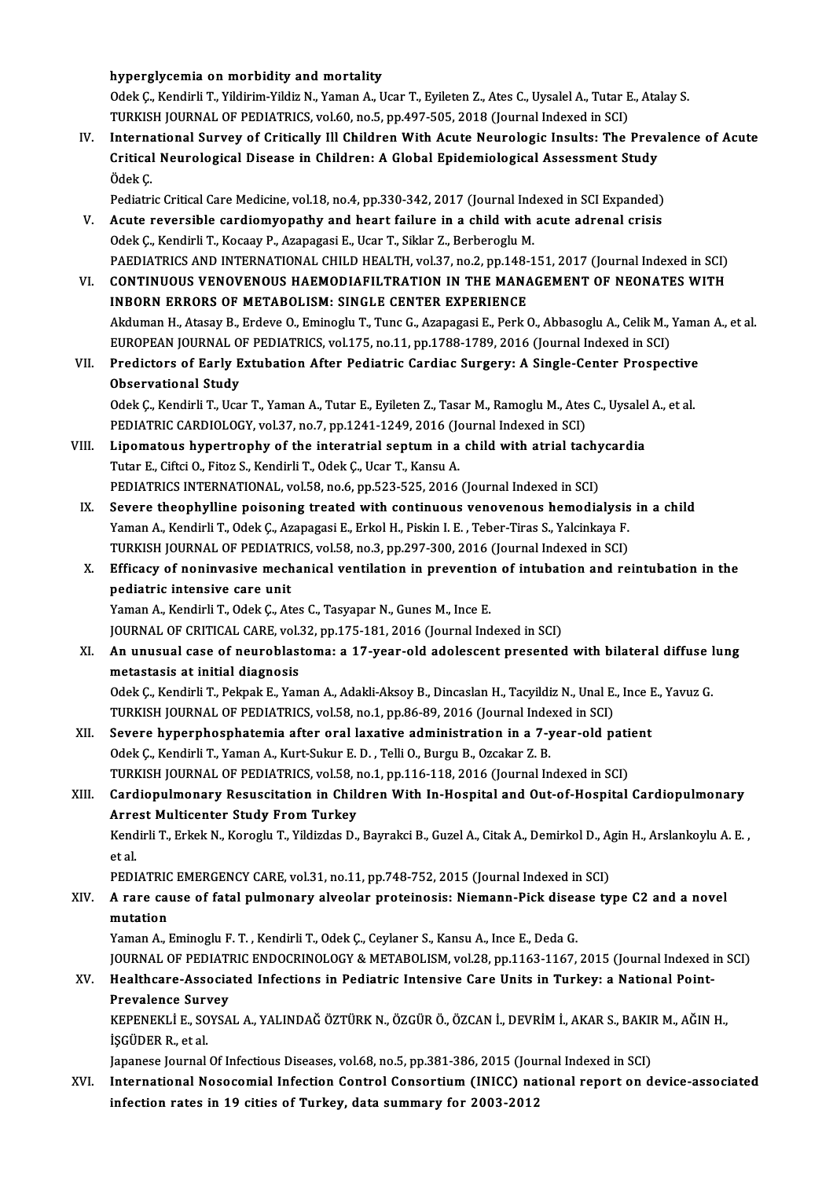**hyperglycemia on morbidity and mortality**
Odek Ç., Kendirli T., Yildirim-Yildiz N., Yaman A., Ucar T., Eyileten Z., Ates C., Uysalel A., Tutar E., Atalay S.
TURKISH JOURNAL OF PEDIATRICS, vol.60, no.5, pp.497-505, 2018 (Journal Indexed in SCI)

IV. **International Survey of Critically Ill Children With Acute Neurologic Insults: The Prevalence of Acute Critical Neurological Disease in Children: A Global Epidemiological Assessment Study**
Ödek Ç.
Pediatric Critical Care Medicine, vol.18, no.4, pp.330-342, 2017 (Journal Indexed in SCI Expanded)

V. **Acute reversible cardiomyopathy and heart failure in a child with acute adrenal crisis**
Odek Ç., Kendirli T., Kocaay P., Azapagasi E., Ucar T., Siklar Z., Berberoglu M.
PAEDIATRICS AND INTERNATIONAL CHILD HEALTH, vol.37, no.2, pp.148-151, 2017 (Journal Indexed in SCI)

VI. **CONTINUOUS VENOVENOUS HAEMODIAFILTRATION IN THE MANAGEMENT OF NEONATES WITH INBORN ERRORS OF METABOLISM: SINGLE CENTER EXPERIENCE**
Akduman H., Atasay B., Erdeve O., Eminoglu T., Tunc G., Azapagasi E., Perk O., Abbasoglu A., Celik M., Yaman A., et al.
EUROPEAN JOURNAL OF PEDIATRICS, vol.175, no.11, pp.1788-1789, 2016 (Journal Indexed in SCI)

VII. **Predictors of Early Extubation After Pediatric Cardiac Surgery: A Single-Center Prospective Observational Study**
Odek Ç., Kendirli T., Ucar T., Yaman A., Tutar E., Eyileten Z., Tasar M., Ramoglu M., Ates C., Uysalel A., et al.
PEDIATRIC CARDIOLOGY, vol.37, no.7, pp.1241-1249, 2016 (Journal Indexed in SCI)

VIII. **Lipomatous hypertrophy of the interatrial septum in a child with atrial tachycardia**
Tutar E., Ciftci O., Fitoz S., Kendirli T., Odek Ç., Ucar T., Kansu A.
PEDIATRICS INTERNATIONAL, vol.58, no.6, pp.523-525, 2016 (Journal Indexed in SCI)

IX. **Severe theophylline poisoning treated with continuous venovenous hemodialysis in a child**
Yaman A., Kendirli T., Odek Ç., Azapagasi E., Erkol H., Piskin I. E. , Teber-Tiras S., Yalcinkaya F.
TURKISH JOURNAL OF PEDIATRICS, vol.58, no.3, pp.297-300, 2016 (Journal Indexed in SCI)

X. **Efficacy of noninvasive mechanical ventilation in prevention of intubation and reintubation in the pediatric intensive care unit**
Yaman A., Kendirli T., Odek Ç., Ates C., Tasyapar N., Gunes M., Ince E.
JOURNAL OF CRITICAL CARE, vol.32, pp.175-181, 2016 (Journal Indexed in SCI)

XI. **An unusual case of neuroblastoma: a 17-year-old adolescent presented with bilateral diffuse lung metastasis at initial diagnosis**
Odek Ç., Kendirli T., Pekpak E., Yaman A., Adakli-Aksoy B., Dincaslan H., Tacyildiz N., Unal E., Ince E., Yavuz G.
TURKISH JOURNAL OF PEDIATRICS, vol.58, no.1, pp.86-89, 2016 (Journal Indexed in SCI)

XII. **Severe hyperphosphatemia after oral laxative administration in a 7-year-old patient**
Odek Ç., Kendirli T., Yaman A., Kurt-Sukur E. D. , Telli O., Burgu B., Ozcakar Z. B.
TURKISH JOURNAL OF PEDIATRICS, vol.58, no.1, pp.116-118, 2016 (Journal Indexed in SCI)

XIII. **Cardiopulmonary Resuscitation in Children With In-Hospital and Out-of-Hospital Cardiopulmonary Arrest Multicenter Study From Turkey**
Kendirli T., Erkek N., Koroglu T., Yildizdas D., Bayrakci B., Guzel A., Citak A., Demirkol D., Agin H., Arslankoylu A. E. , et al.
PEDIATRIC EMERGENCY CARE, vol.31, no.11, pp.748-752, 2015 (Journal Indexed in SCI)

XIV. **A rare cause of fatal pulmonary alveolar proteinosis: Niemann-Pick disease type C2 and a novel mutation**
Yaman A., Eminoglu F. T. , Kendirli T., Odek Ç., Ceylaner S., Kansu A., Ince E., Deda G.
JOURNAL OF PEDIATRIC ENDOCRINOLOGY & METABOLISM, vol.28, pp.1163-1167, 2015 (Journal Indexed in SCI)

XV. **Healthcare-Associated Infections in Pediatric Intensive Care Units in Turkey: a National Point-Prevalence Survey**
KEPENEKLİ E., SOYSAL A., YALINDAĞ ÖZTÜRK N., ÖZGÜR Ö., ÖZCAN İ., DEVRİM İ., AKAR S., BAKIR M., AĞIN H., İŞGÜDER R., et al.
Japanese Journal Of Infectious Diseases, vol.68, no.5, pp.381-386, 2015 (Journal Indexed in SCI)

XVI. **International Nosocomial Infection Control Consortium (INICC) national report on device-associated infection rates in 19 cities of Turkey, data summary for 2003-2012**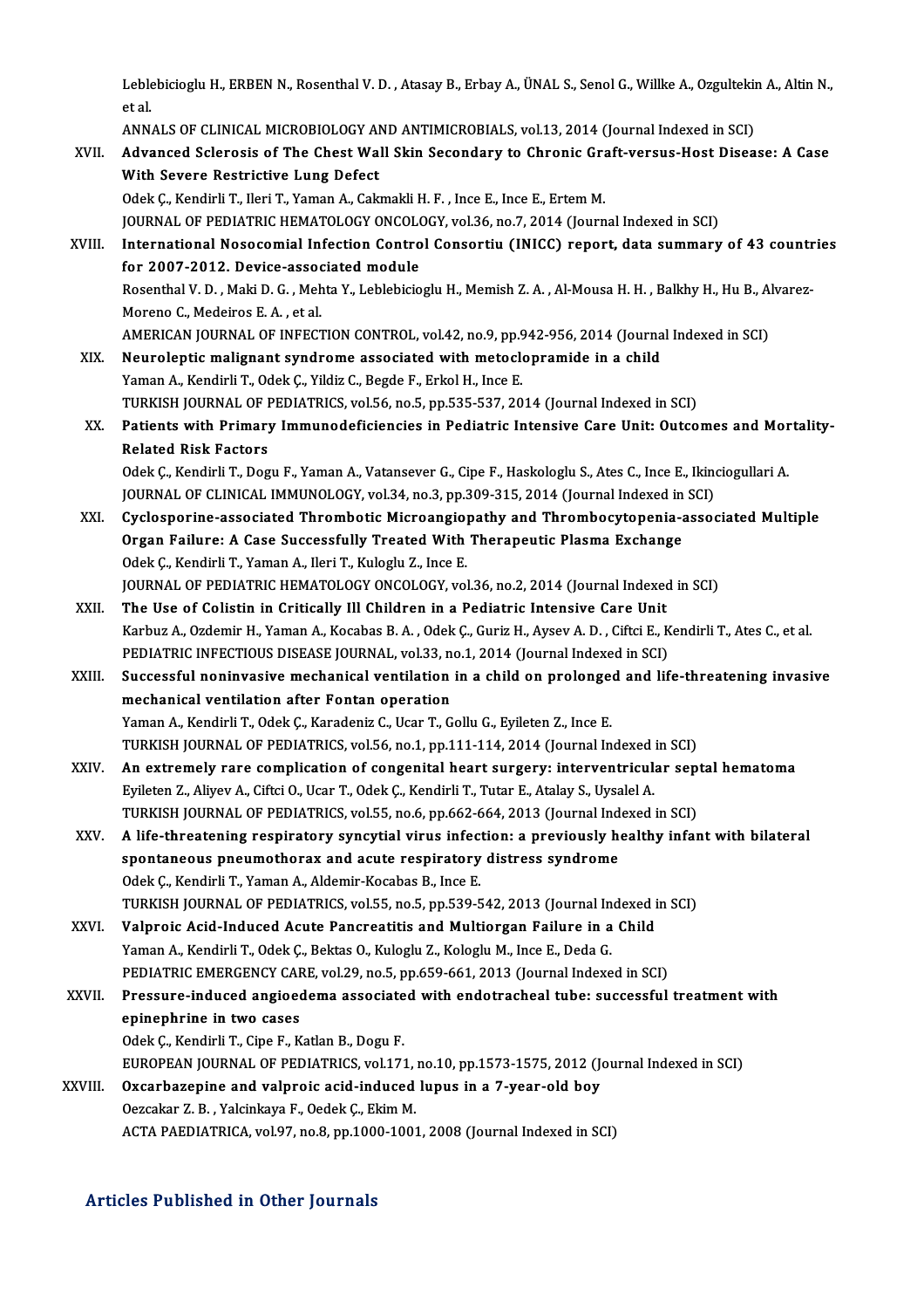Leblebicioglu H., ERBEN N., Rosenthal V. D. , Atasay B., Erbay A., ÜNAL S., Senol G., Willke A., Ozgultekin A., Altin N., et al.
ANNALS OF CLINICAL MICROBIOLOGY AND ANTIMICROBIALS, vol.13, 2014 (Journal Indexed in SCI)

XVII. **Advanced Sclerosis of The Chest Wall Skin Secondary to Chronic Graft-versus-Host Disease: A Case With Severe Restrictive Lung Defect**
Odek Ç., Kendirli T., Ileri T., Yaman A., Cakmakli H. F. , Ince E., Ince E., Ertem M.
JOURNAL OF PEDIATRIC HEMATOLOGY ONCOLOGY, vol.36, no.7, 2014 (Journal Indexed in SCI)

XVIII. **International Nosocomial Infection Control Consortiu (INICC) report, data summary of 43 countries for 2007-2012. Device-associated module**
Rosenthal V. D. , Maki D. G. , Mehta Y., Leblebicioglu H., Memish Z. A. , Al-Mousa H. H. , Balkhy H., Hu B., Alvarez-Moreno C., Medeiros E. A. , et al.
AMERICAN JOURNAL OF INFECTION CONTROL, vol.42, no.9, pp.942-956, 2014 (Journal Indexed in SCI)

XIX. **Neuroleptic malignant syndrome associated with metoclopramide in a child**
Yaman A., Kendirli T., Odek Ç., Yildiz C., Begde F., Erkol H., Ince E.
TURKISH JOURNAL OF PEDIATRICS, vol.56, no.5, pp.535-537, 2014 (Journal Indexed in SCI)

XX. **Patients with Primary Immunodeficiencies in Pediatric Intensive Care Unit: Outcomes and Mortality-Related Risk Factors**
Odek Ç., Kendirli T., Dogu F., Yaman A., Vatansever G., Cipe F., Haskologlu S., Ates C., Ince E., Ikinciogullari A.
JOURNAL OF CLINICAL IMMUNOLOGY, vol.34, no.3, pp.309-315, 2014 (Journal Indexed in SCI)

XXI. **Cyclosporine-associated Thrombotic Microangiopathy and Thrombocytopenia-associated Multiple Organ Failure: A Case Successfully Treated With Therapeutic Plasma Exchange**
Odek Ç., Kendirli T., Yaman A., Ileri T., Kuloglu Z., Ince E.
JOURNAL OF PEDIATRIC HEMATOLOGY ONCOLOGY, vol.36, no.2, 2014 (Journal Indexed in SCI)

XXII. **The Use of Colistin in Critically Ill Children in a Pediatric Intensive Care Unit**
Karbuz A., Ozdemir H., Yaman A., Kocabas B. A. , Odek Ç., Guriz H., Aysev A. D. , Ciftci E., Kendirli T., Ates C., et al.
PEDIATRIC INFECTIOUS DISEASE JOURNAL, vol.33, no.1, 2014 (Journal Indexed in SCI)

XXIII. **Successful noninvasive mechanical ventilation in a child on prolonged and life-threatening invasive mechanical ventilation after Fontan operation**
Yaman A., Kendirli T., Odek Ç., Karadeniz C., Ucar T., Gollu G., Eyileten Z., Ince E.
TURKISH JOURNAL OF PEDIATRICS, vol.56, no.1, pp.111-114, 2014 (Journal Indexed in SCI)

XXIV. **An extremely rare complication of congenital heart surgery: interventricular septal hematoma**
Eyileten Z., Aliyev A., Ciftci O., Ucar T., Odek Ç., Kendirli T., Tutar E., Atalay S., Uysalel A.
TURKISH JOURNAL OF PEDIATRICS, vol.55, no.6, pp.662-664, 2013 (Journal Indexed in SCI)

XXV. **A life-threatening respiratory syncytial virus infection: a previously healthy infant with bilateral spontaneous pneumothorax and acute respiratory distress syndrome**
Odek Ç., Kendirli T., Yaman A., Aldemir-Kocabas B., Ince E.
TURKISH JOURNAL OF PEDIATRICS, vol.55, no.5, pp.539-542, 2013 (Journal Indexed in SCI)

XXVI. **Valproic Acid-Induced Acute Pancreatitis and Multiorgan Failure in a Child**
Yaman A., Kendirli T., Odek Ç., Bektas O., Kuloglu Z., Kologlu M., Ince E., Deda G.
PEDIATRIC EMERGENCY CARE, vol.29, no.5, pp.659-661, 2013 (Journal Indexed in SCI)

XXVII. **Pressure-induced angioedema associated with endotracheal tube: successful treatment with epinephrine in two cases**
Odek Ç., Kendirli T., Cipe F., Katlan B., Dogu F.
EUROPEAN JOURNAL OF PEDIATRICS, vol.171, no.10, pp.1573-1575, 2012 (Journal Indexed in SCI)

XXVIII. **Oxcarbazepine and valproic acid-induced lupus in a 7-year-old boy**
Oezcakar Z. B. , Yalcinkaya F., Oedek Ç., Ekim M.
ACTA PAEDIATRICA, vol.97, no.8, pp.1000-1001, 2008 (Journal Indexed in SCI)

## Articles Published in Other Journals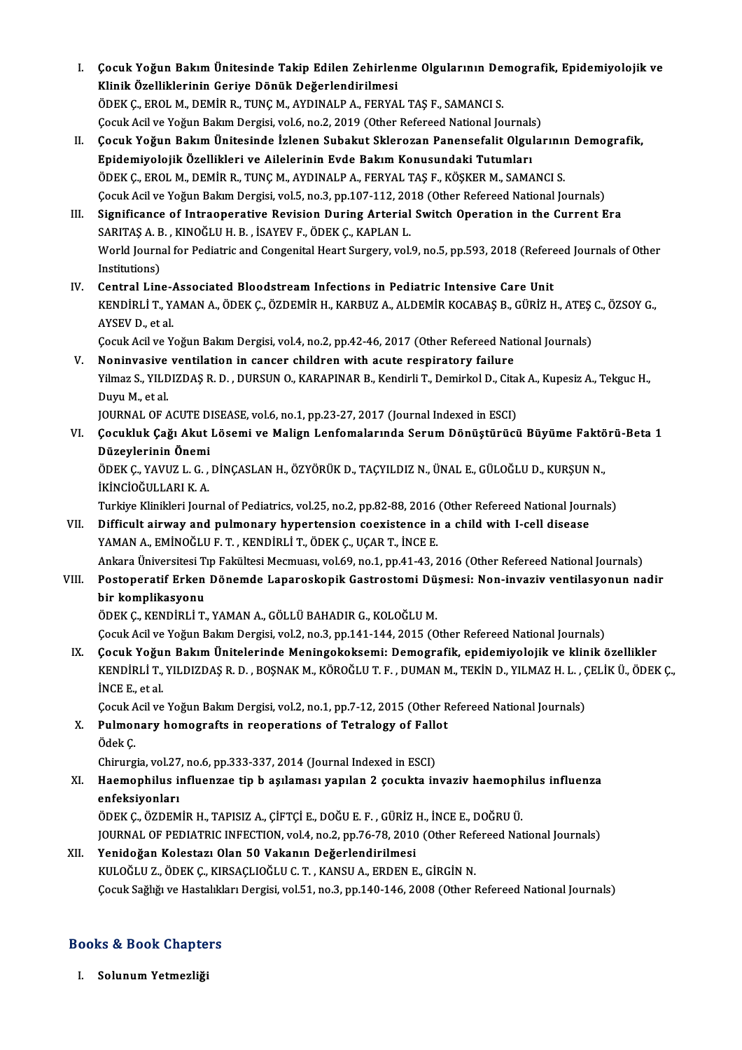I. **Çocuk Yoğun Bakım Ünitesinde Takip Edilen Zehirlenme Olgularının Demografik, Epidemiyolojik ve Klinik Özelliklerinin Geriye Dönük Değerlendirilmesi**
ÖDEK Ç., EROL M., DEMİR R., TUNÇ M., AYDINALP A., FERYAL TAŞ F., SAMANCI S.
Çocuk Acil ve Yoğun Bakım Dergisi, vol.6, no.2, 2019 (Other Refereed National Journals)

II. **Çocuk Yoğun Bakım Ünitesinde İzlenen Subakut Sklerozan Panensefalit Olgularının Demografik, Epidemiyolojik Özellikleri ve Ailelerinin Evde Bakım Konusundaki Tutumları**
ÖDEK Ç., EROL M., DEMİR R., TUNÇ M., AYDINALP A., FERYAL TAŞ F., KÖŞKER M., SAMANCI S.
Çocuk Acil ve Yoğun Bakım Dergisi, vol.5, no.3, pp.107-112, 2018 (Other Refereed National Journals)

III. **Significance of Intraoperative Revision During Arterial Switch Operation in the Current Era**
SARITAŞ A. B. , KINOĞLU H. B. , İSAYEV F., ÖDEK Ç., KAPLAN L.
World Journal for Pediatric and Congenital Heart Surgery, vol.9, no.5, pp.593, 2018 (Refereed Journals of Other Institutions)

IV. **Central Line-Associated Bloodstream Infections in Pediatric Intensive Care Unit**
KENDİRLİ T., YAMAN A., ÖDEK Ç., ÖZDEMİR H., KARBUZ A., ALDEMİR KOCABAŞ B., GÜRİZ H., ATEŞ C., ÖZSOY G., AYSEV D., et al.
Çocuk Acil ve Yoğun Bakım Dergisi, vol.4, no.2, pp.42-46, 2017 (Other Refereed National Journals)

V. **Noninvasive ventilation in cancer children with acute respiratory failure**
Yilmaz S., YILDIZDAŞ R. D. , DURSUN O., KARAPINAR B., Kendirli T., Demirkol D., Citak A., Kupesiz A., Tekguc H., Duyu M., et al.
JOURNAL OF ACUTE DISEASE, vol.6, no.1, pp.23-27, 2017 (Journal Indexed in ESCI)

VI. **Çocukluk Çağı Akut Lösemi ve Malign Lenfomalarında Serum Dönüştürücü Büyüme Faktörü-Beta 1 Düzeylerinin Önemi**
ÖDEK Ç., YAVUZ L. G. , DİNÇASLAN H., ÖZYÖRÜK D., TAÇYILDIZ N., ÜNAL E., GÜLOĞLU D., KURŞUN N., İKİNCİOĞULLARI K. A.
Turkiye Klinikleri Journal of Pediatrics, vol.25, no.2, pp.82-88, 2016 (Other Refereed National Journals)

VII. **Difficult airway and pulmonary hypertension coexistence in a child with I-cell disease**
YAMAN A., EMİNOĞLU F. T. , KENDİRLİ T., ÖDEK Ç., UÇAR T., İNCE E.
Ankara Üniversitesi Tıp Fakültesi Mecmuası, vol.69, no.1, pp.41-43, 2016 (Other Refereed National Journals)

VIII. **Postoperatif Erken Dönemde Laparoskopik Gastrostomi Düşmesi: Non-invaziv ventilasyonun nadir bir komplikasyonu**
ÖDEK Ç., KENDİRLİ T., YAMAN A., GÖLLÜ BAHADIR G., KOLOĞLU M.
Çocuk Acil ve Yoğun Bakım Dergisi, vol.2, no.3, pp.141-144, 2015 (Other Refereed National Journals)

IX. **Çocuk Yoğun Bakım Ünitelerinde Meningokoksemi: Demografik, epidemiyolojik ve klinik özellikler**
KENDİRLİ T., YILDIZDAŞ R. D. , BOŞNAK M., KÖROĞLU T. F. , DUMAN M., TEKİN D., YILMAZ H. L. , ÇELİK Ü., ÖDEK Ç., İNCE E., et al.
Çocuk Acil ve Yoğun Bakım Dergisi, vol.2, no.1, pp.7-12, 2015 (Other Refereed National Journals)

X. **Pulmonary homografts in reoperations of Tetralogy of Fallot**
Ödek Ç.
Chirurgia, vol.27, no.6, pp.333-337, 2014 (Journal Indexed in ESCI)

XI. **Haemophilus influenzae tip b aşılaması yapılan 2 çocukta invaziv haemophilus influenza enfeksiyonları**
ÖDEK Ç., ÖZDEMİR H., TAPISIZ A., ÇİFTÇİ E., DOĞU E. F. , GÜRİZ H., İNCE E., DOĞRU Ü.
JOURNAL OF PEDIATRIC INFECTION, vol.4, no.2, pp.76-78, 2010 (Other Refereed National Journals)

XII. **Yenidoğan Kolestazı Olan 50 Vakanın Değerlendirilmesi**
KULOĞLU Z., ÖDEK Ç., KIRSAÇLIOĞLU C. T. , KANSU A., ERDEN E., GİRGİN N.
Çocuk Sağlığı ve Hastalıkları Dergisi, vol.51, no.3, pp.140-146, 2008 (Other Refereed National Journals)

## Books & Book Chapters

I. **Solunum Yetmezliği**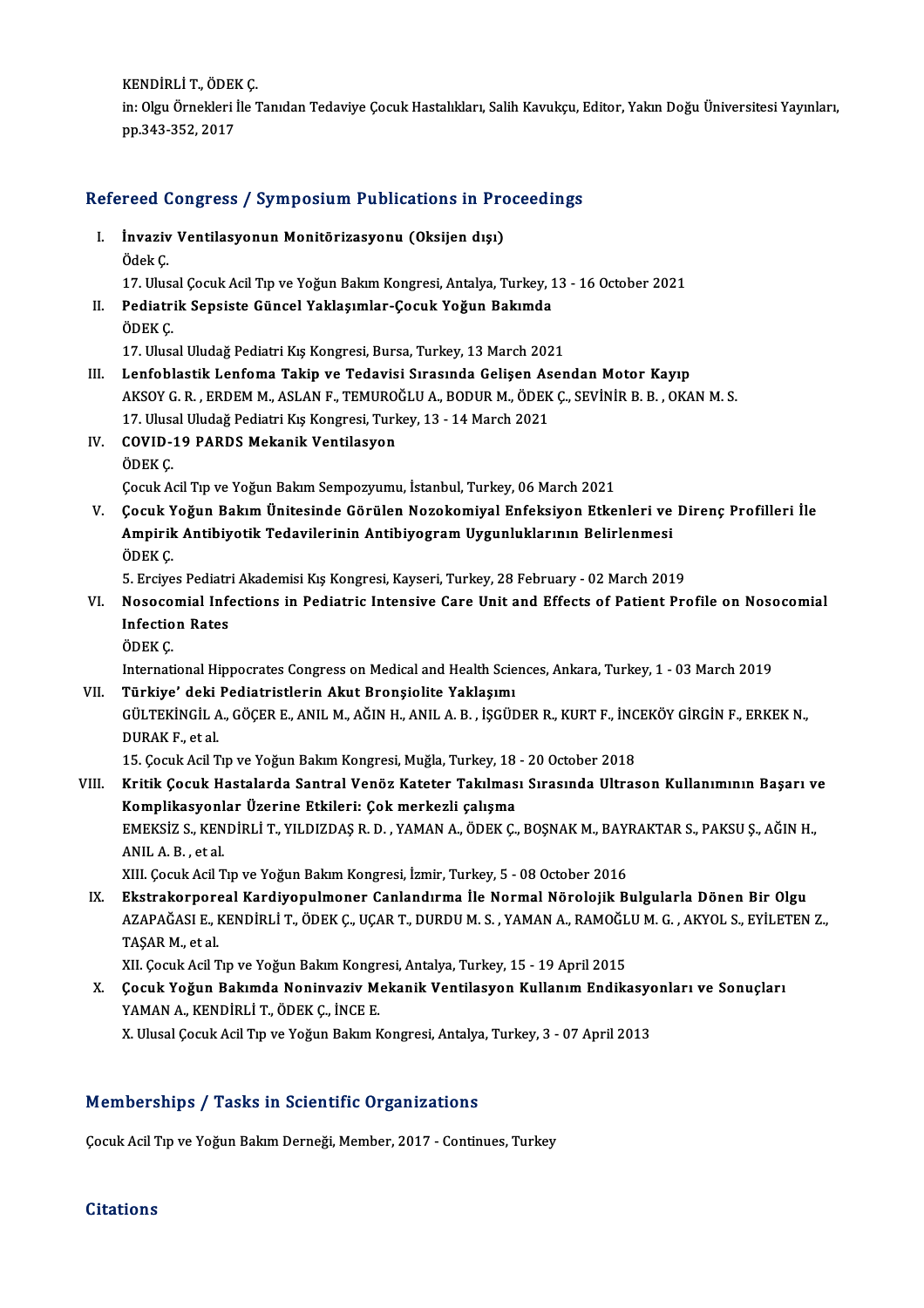KENDİRLİ T., ÖDEK Ç.
in: Olgu Örnekleri İle Tanıdan Tedaviye Çocuk Hastalıkları, Salih Kavukçu, Editor, Yakın Doğu Üniversitesi Yayınları, pp.343-352, 2017

## Refereed Congress / Symposium Publications in Proceedings

I. **İnvaziv Ventilasyonun Monitörizasyonu (Oksijen dışı)**
Ödek Ç.
17. Ulusal Çocuk Acil Tıp ve Yoğun Bakım Kongresi, Antalya, Turkey, 13 - 16 October 2021

II. **Pediatrik Sepsiste Güncel Yaklaşımlar-Çocuk Yoğun Bakımda**
ÖDEK Ç.
17. Ulusal Uludağ Pediatri Kış Kongresi, Bursa, Turkey, 13 March 2021

III. **Lenfoblastik Lenfoma Takip ve Tedavisi Sırasında Gelişen Asendan Motor Kayıp**
AKSOY G. R. , ERDEM M., ASLAN F., TEMUROĞLU A., BODUR M., ÖDEK Ç., SEVİNİR B. B. , OKAN M. S.
17. Ulusal Uludağ Pediatri Kış Kongresi, Turkey, 13 - 14 March 2021

IV. **COVID-19 PARDS Mekanik Ventilasyon**
ÖDEK Ç.
Çocuk Acil Tıp ve Yoğun Bakım Sempozyumu, İstanbul, Turkey, 06 March 2021

V. **Çocuk Yoğun Bakım Ünitesinde Görülen Nozokomiyal Enfeksiyon Etkenleri ve Direnç Profilleri İle Ampirik Antibiyotik Tedavilerinin Antibiyogram Uygunluklarının Belirlenmesi**
ÖDEK Ç.
5. Erciyes Pediatri Akademisi Kış Kongresi, Kayseri, Turkey, 28 February - 02 March 2019

VI. **Nosocomial Infections in Pediatric Intensive Care Unit and Effects of Patient Profile on Nosocomial Infection Rates**
ÖDEK Ç.
International Hippocrates Congress on Medical and Health Sciences, Ankara, Turkey, 1 - 03 March 2019

VII. **Türkiye' deki Pediatristlerin Akut Bronşiolite Yaklaşımı**
GÜLTEKİNGİL A., GÖÇER E., ANIL M., AĞIN H., ANIL A. B. , İŞGÜDER R., KURT F., İNCEKÖY GİRGİN F., ERKEK N., DURAK F., et al.
15. Çocuk Acil Tıp ve Yoğun Bakım Kongresi, Muğla, Turkey, 18 - 20 October 2018

VIII. **Kritik Çocuk Hastalarda Santral Venöz Kateter Takılması Sırasında Ultrason Kullanımının Başarı ve Komplikasyonlar Üzerine Etkileri: Çok merkezli çalışma**
EMEKSİZ S., KENDİRLİ T., YILDIZDAŞ R. D. , YAMAN A., ÖDEK Ç., BOŞNAK M., BAYRAKTAR S., PAKSU Ş., AĞIN H., ANIL A. B. , et al.
XIII. Çocuk Acil Tıp ve Yoğun Bakım Kongresi, İzmir, Turkey, 5 - 08 October 2016

IX. **Ekstrakorporeal Kardiyopulmoner Canlandırma İle Normal Nörolojik Bulgularla Dönen Bir Olgu**
AZAPAĞASI E., KENDİRLİ T., ÖDEK Ç., UÇAR T., DURDU M. S. , YAMAN A., RAMOĞLU M. G. , AKYOL S., EYİLETEN Z., TAŞAR M., et al.
XII. Çocuk Acil Tıp ve Yoğun Bakım Kongresi, Antalya, Turkey, 15 - 19 April 2015

X. **Çocuk Yoğun Bakımda Noninvaziv Mekanik Ventilasyon Kullanım Endikasyonları ve Sonuçları**
YAMAN A., KENDİRLİ T., ÖDEK Ç., İNCE E.
X. Ulusal Çocuk Acil Tıp ve Yoğun Bakım Kongresi, Antalya, Turkey, 3 - 07 April 2013

## Memberships / Tasks in Scientific Organizations

Çocuk Acil Tıp ve Yoğun Bakım Derneği, Member, 2017 - Continues, Turkey

## Citations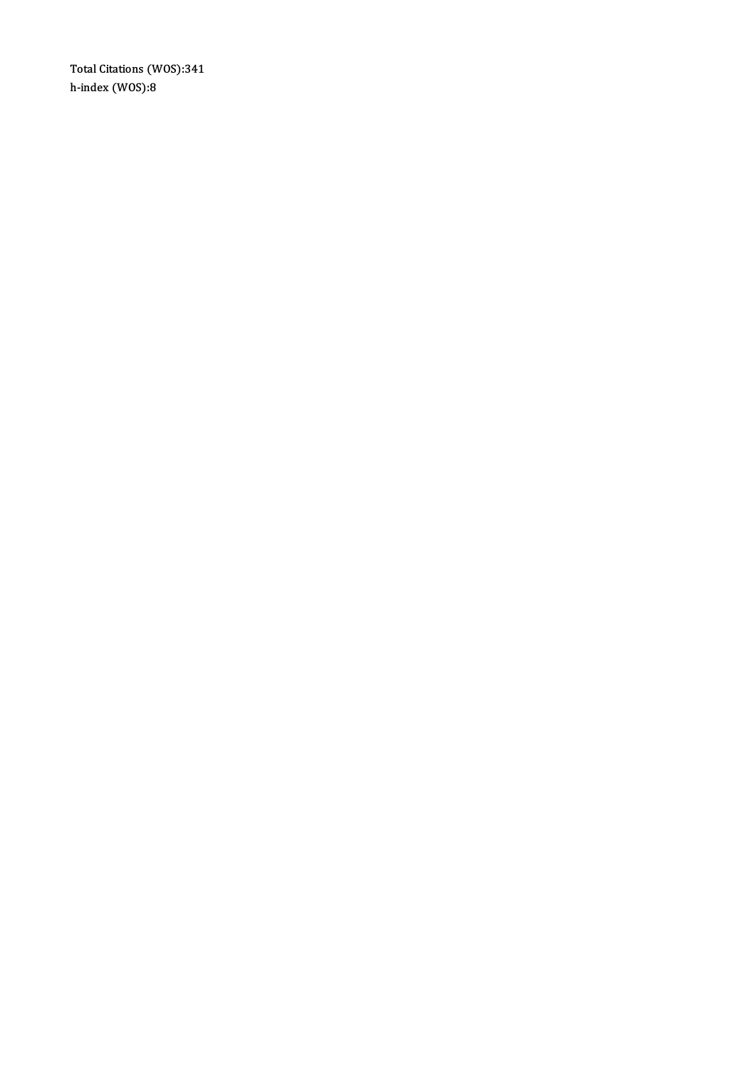Total Citations (WOS):341
h-index (WOS):8